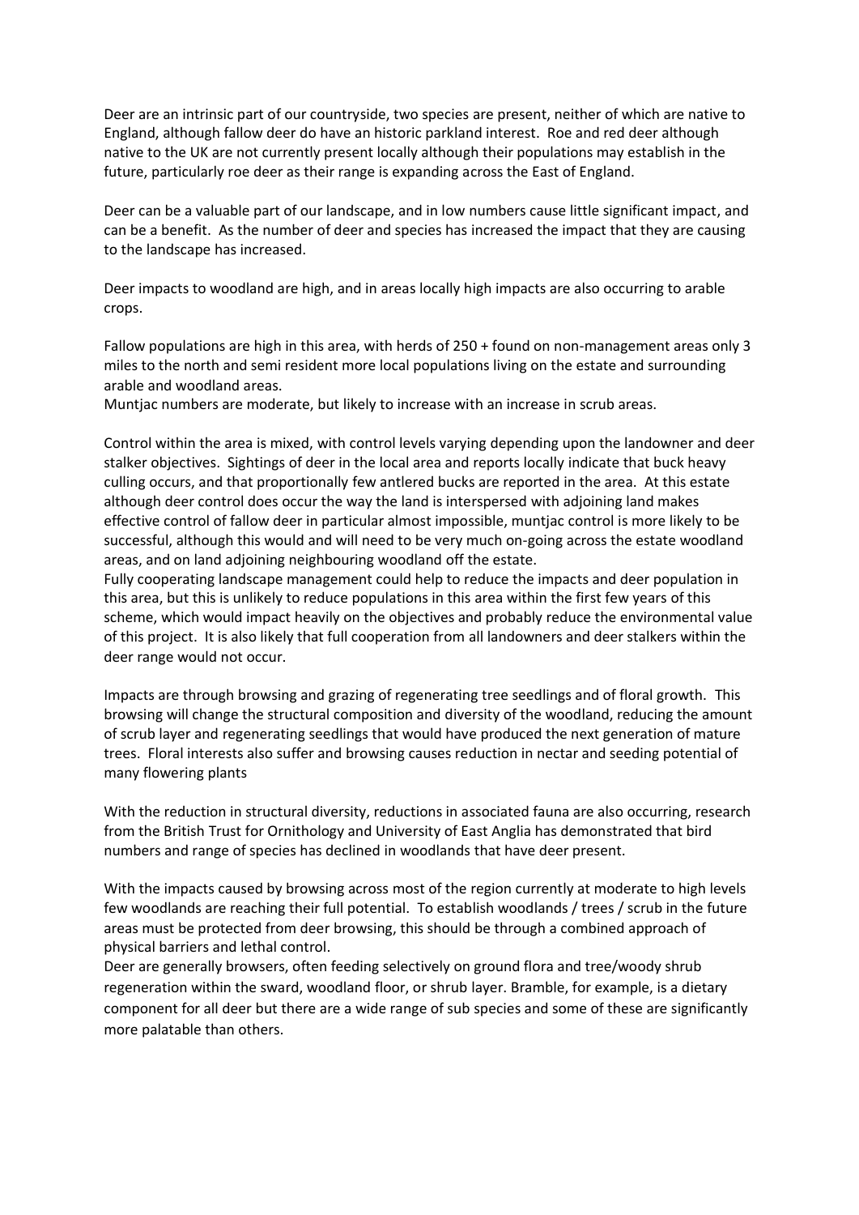Deer are an intrinsic part of our countryside, two species are present, neither of which are native to England, although fallow deer do have an historic parkland interest. Roe and red deer although native to the UK are not currently present locally although their populations may establish in the future, particularly roe deer as their range is expanding across the East of England.

Deer can be a valuable part of our landscape, and in low numbers cause little significant impact, and can be a benefit. As the number of deer and species has increased the impact that they are causing to the landscape has increased.

Deer impacts to woodland are high, and in areas locally high impacts are also occurring to arable crops.

Fallow populations are high in this area, with herds of 250 + found on non-management areas only 3 miles to the north and semi resident more local populations living on the estate and surrounding arable and woodland areas.
Muntjac numbers are moderate, but likely to increase with an increase in scrub areas.

Control within the area is mixed, with control levels varying depending upon the landowner and deer stalker objectives. Sightings of deer in the local area and reports locally indicate that buck heavy culling occurs, and that proportionally few antlered bucks are reported in the area. At this estate although deer control does occur the way the land is interspersed with adjoining land makes effective control of fallow deer in particular almost impossible, muntjac control is more likely to be successful, although this would and will need to be very much on-going across the estate woodland areas, and on land adjoining neighbouring woodland off the estate.
Fully cooperating landscape management could help to reduce the impacts and deer population in this area, but this is unlikely to reduce populations in this area within the first few years of this scheme, which would impact heavily on the objectives and probably reduce the environmental value of this project. It is also likely that full cooperation from all landowners and deer stalkers within the deer range would not occur.

Impacts are through browsing and grazing of regenerating tree seedlings and of floral growth. This browsing will change the structural composition and diversity of the woodland, reducing the amount of scrub layer and regenerating seedlings that would have produced the next generation of mature trees. Floral interests also suffer and browsing causes reduction in nectar and seeding potential of many flowering plants

With the reduction in structural diversity, reductions in associated fauna are also occurring, research from the British Trust for Ornithology and University of East Anglia has demonstrated that bird numbers and range of species has declined in woodlands that have deer present.

With the impacts caused by browsing across most of the region currently at moderate to high levels few woodlands are reaching their full potential. To establish woodlands / trees / scrub in the future areas must be protected from deer browsing, this should be through a combined approach of physical barriers and lethal control.
Deer are generally browsers, often feeding selectively on ground flora and tree/woody shrub regeneration within the sward, woodland floor, or shrub layer. Bramble, for example, is a dietary component for all deer but there are a wide range of sub species and some of these are significantly more palatable than others.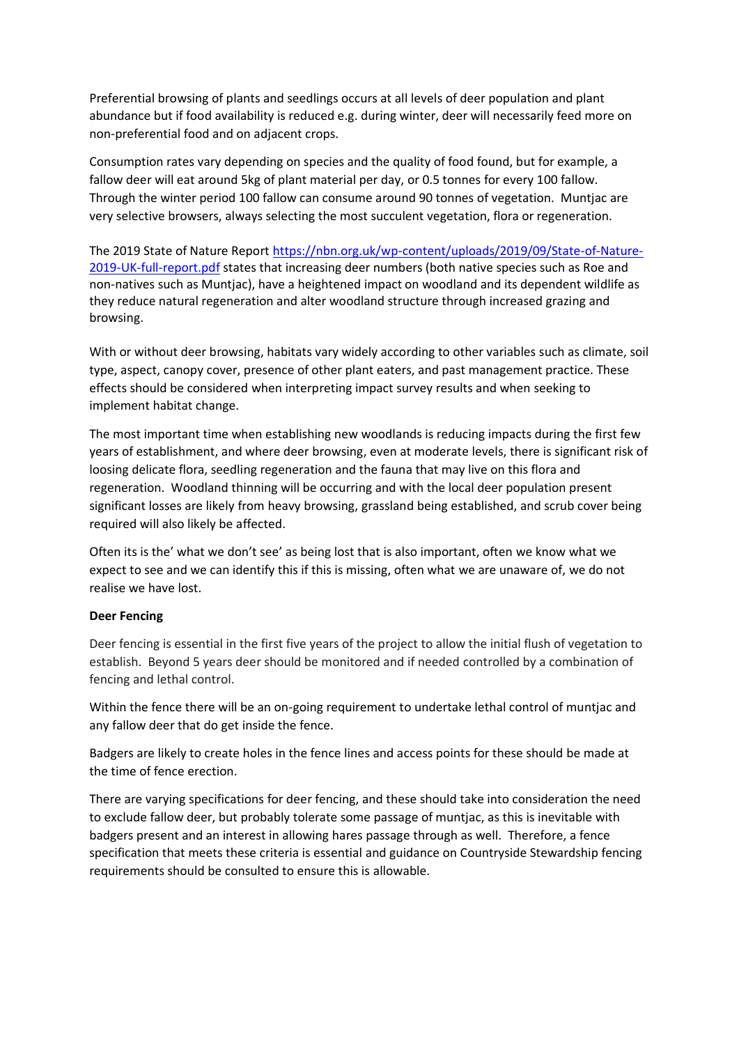Preferential browsing of plants and seedlings occurs at all levels of deer population and plant abundance but if food availability is reduced e.g. during winter, deer will necessarily feed more on non-preferential food and on adjacent crops.

Consumption rates vary depending on species and the quality of food found, but for example, a fallow deer will eat around 5kg of plant material per day, or 0.5 tonnes for every 100 fallow. Through the winter period 100 fallow can consume around 90 tonnes of vegetation. Muntjac are very selective browsers, always selecting the most succulent vegetation, flora or regeneration.

The 2019 State of Nature Report [https://nbn.org.uk/wp-content/uploads/2019/09/State-of-Nature-2019-UK-full-report.pdf](https://nbn.org.uk/wp-content/uploads/2019/09/State-of-Nature-2019-UK-full-report.pdf) states that increasing deer numbers (both native species such as Roe and non-natives such as Muntjac), have a heightened impact on woodland and its dependent wildlife as they reduce natural regeneration and alter woodland structure through increased grazing and browsing.

With or without deer browsing, habitats vary widely according to other variables such as climate, soil type, aspect, canopy cover, presence of other plant eaters, and past management practice. These effects should be considered when interpreting impact survey results and when seeking to implement habitat change.

The most important time when establishing new woodlands is reducing impacts during the first few years of establishment, and where deer browsing, even at moderate levels, there is significant risk of loosing delicate flora, seedling regeneration and the fauna that may live on this flora and regeneration. Woodland thinning will be occurring and with the local deer population present significant losses are likely from heavy browsing, grassland being established, and scrub cover being required will also likely be affected.

Often its is the' what we don't see' as being lost that is also important, often we know what we expect to see and we can identify this if this is missing, often what we are unaware of, we do not realise we have lost.

**Deer Fencing**

Deer fencing is essential in the first five years of the project to allow the initial flush of vegetation to establish. Beyond 5 years deer should be monitored and if needed controlled by a combination of fencing and lethal control.

Within the fence there will be an on-going requirement to undertake lethal control of muntjac and any fallow deer that do get inside the fence.

Badgers are likely to create holes in the fence lines and access points for these should be made at the time of fence erection.

There are varying specifications for deer fencing, and these should take into consideration the need to exclude fallow deer, but probably tolerate some passage of muntjac, as this is inevitable with badgers present and an interest in allowing hares passage through as well. Therefore, a fence specification that meets these criteria is essential and guidance on Countryside Stewardship fencing requirements should be consulted to ensure this is allowable.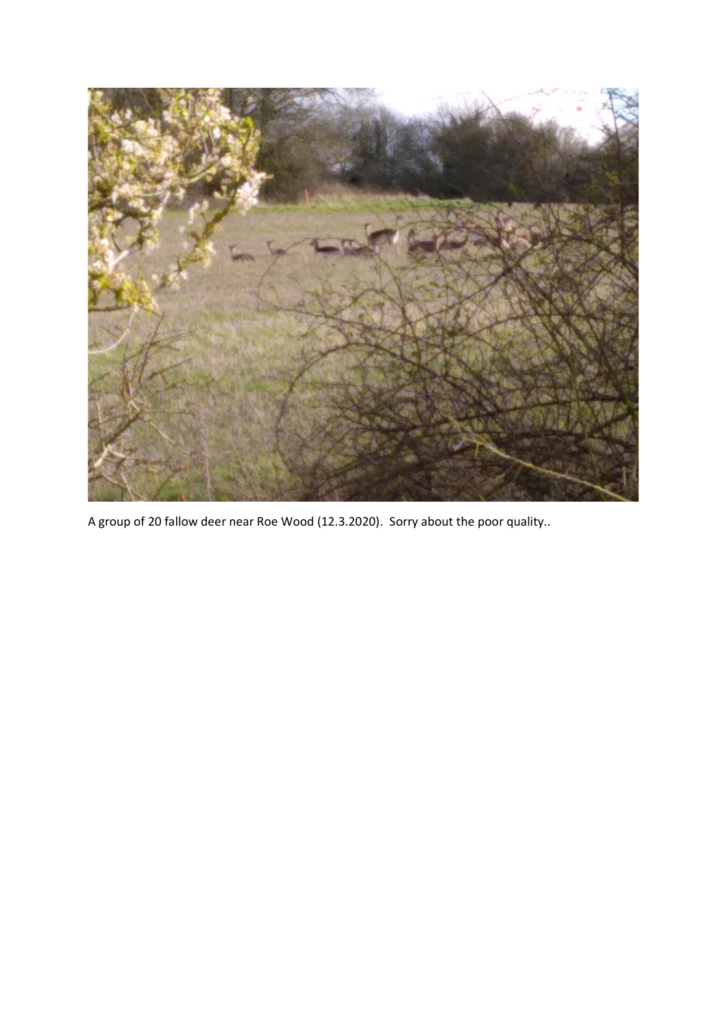A group of 20 fallow deer near Roe Wood (12.3.2020). Sorry about the poor quality..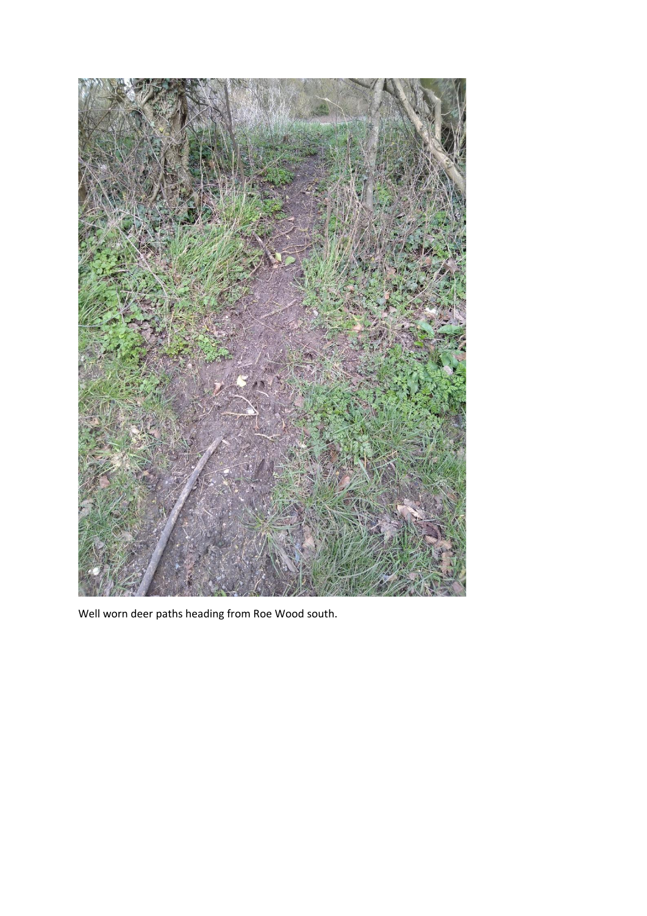Well worn deer paths heading from Roe Wood south.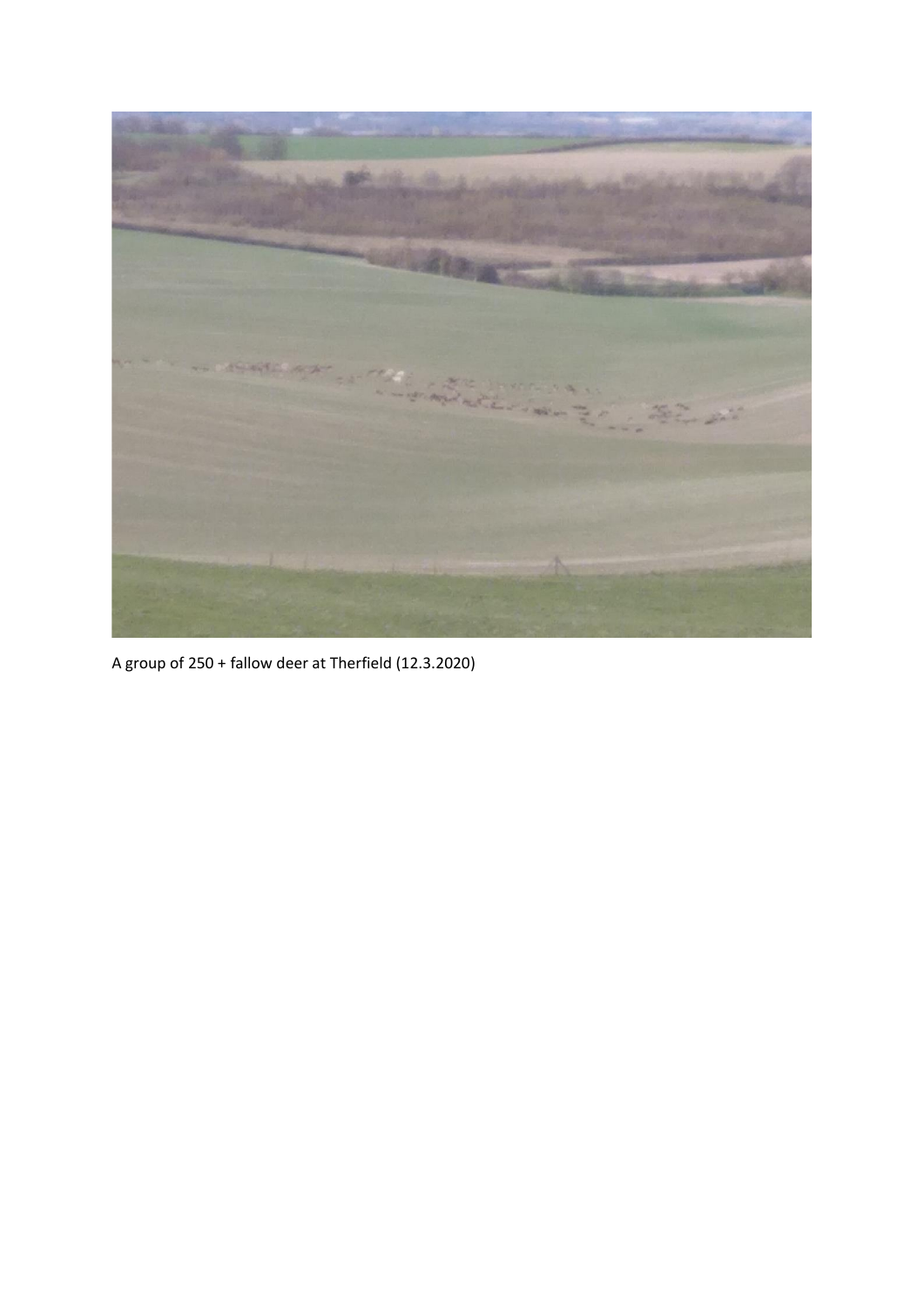A group of 250 + fallow deer at Therfield (12.3.2020)